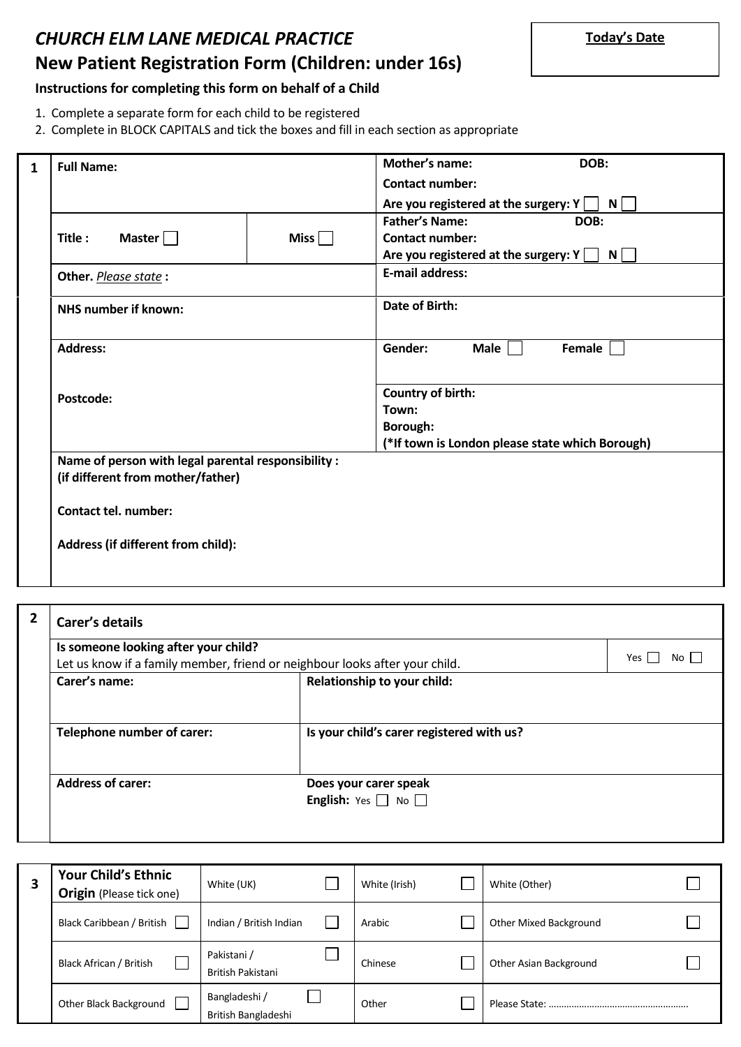# *CHURCH ELM LANE MEDICAL PRACTICE*

## New Patient Registration Form (Children: under 16s)

**Today's Date**

### Instructions for completing this form on behalf of a Child

1. Complete a separate form for each child to be registered
2. Complete in BLOCK CAPITALS and tick the boxes and fill in each section as appropriate

| 1 | | | |
|---|---|---|---|
| | **Full Name:** | | **Mother's name:** **DOB:**<br>**Contact number:**<br>**Are you registered at the surgery: Y** ☐ **N** ☐ |
| | **Title :** **Master** ☐ | **Miss** ☐ | **Father's Name:** **DOB:**<br>**Contact number:**<br>**Are you registered at the surgery: Y** ☐ **N** ☐ |
| | **Other.** *Please state* **:** | | **E-mail address:** |
| | **NHS number if known:** | | **Date of Birth:** |
| | **Address:** | | **Gender:** **Male** ☐ **Female** ☐ |
| | **Postcode:** | | **Country of birth:**<br>**Town:**<br>**Borough:**<br>**(*If town is London please state which Borough)** |
| | **Name of person with legal parental responsibility :**<br>**(if different from mother/father)**<br><br>**Contact tel. number:**<br><br>**Address (if different from child):** | | |

| 2 | **Carer's details** | |
|---|---|---|
| | **Is someone looking after your child?**<br>Let us know if a family member, friend or neighbour looks after your child. | Yes ☐ No ☐ |
| | **Carer's name:** | **Relationship to your child:** |
| | **Telephone number of carer:** | **Is your child's carer registered with us?** |
| | **Address of carer:** | **Does your carer speak English:** Yes ☐ No ☐ |

| 3 | | | | | | | | |
|---|---|---|---|---|---|---|---|---|
| | **Your Child's Ethnic Origin** (Please tick one) | White (UK) | ☐ | White (Irish) | ☐ | White (Other) | | ☐ |
| | Black Caribbean / British ☐ | Indian / British Indian | ☐ | Arabic | ☐ | Other Mixed Background | | ☐ |
| | Black African / British ☐ | Pakistani / British Pakistani | ☐ | Chinese | ☐ | Other Asian Background | | ☐ |
| | Other Black Background ☐ | Bangladeshi / British Bangladeshi | ☐ | Other | ☐ | Please State: ……………………………………………… | | |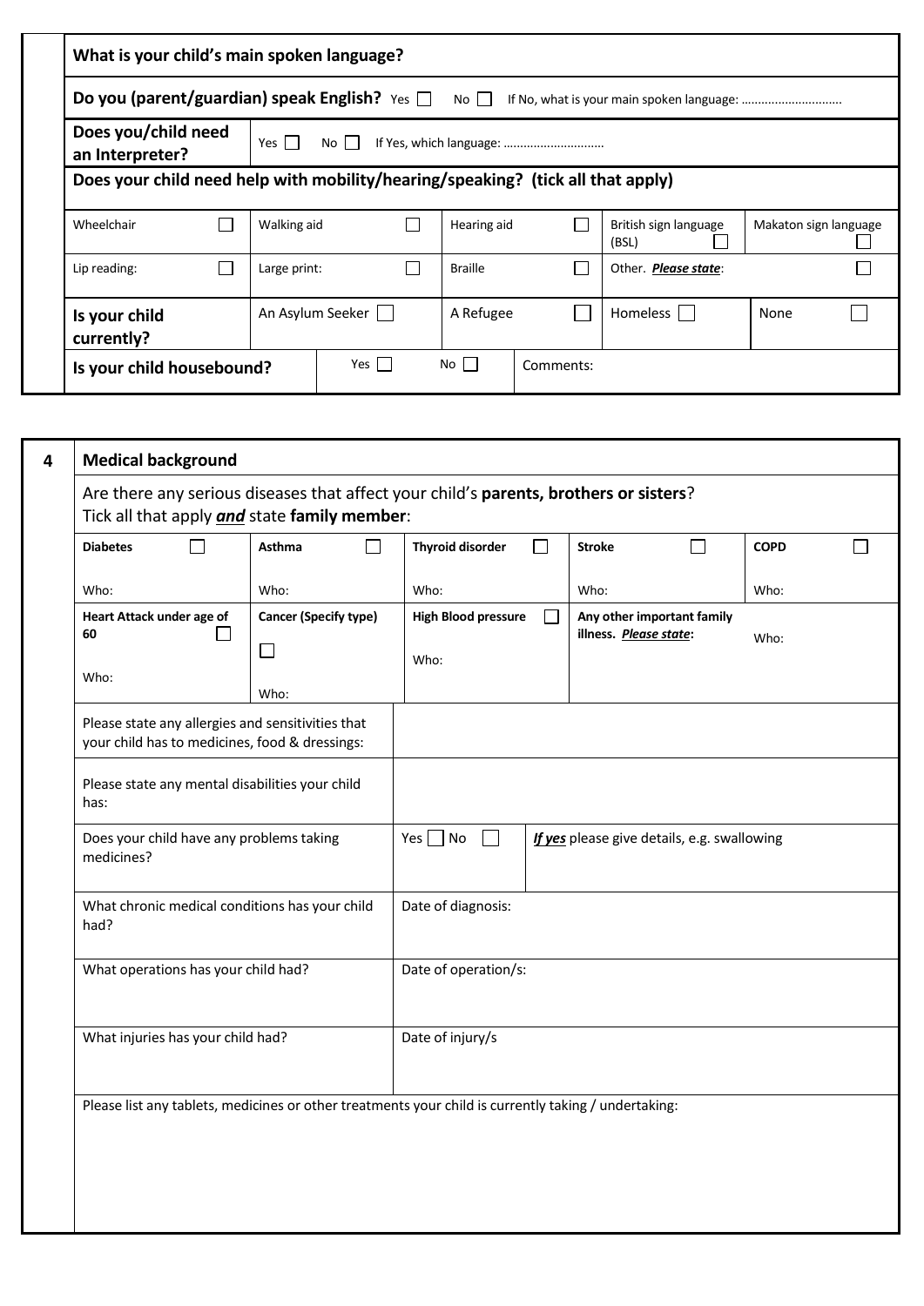| What is your child's main spoken language? | | | | |
|---|---|---|---|---|
| **Do you (parent/guardian) speak English?** Yes ☐ No ☐ If No, what is your main spoken language: ………………………… | | | | |
| **Does you/child need an Interpreter?** | Yes ☐ No ☐ If Yes, which language: ………………………… | | | |
| **Does your child need help with mobility/hearing/speaking? (tick all that apply)** | | | | |
| Wheelchair ☐ | Walking aid ☐ | Hearing aid ☐ | British sign language (BSL) ☐ | Makaton sign language ☐ |
| Lip reading: ☐ | Large print: ☐ | Braille ☐ | Other. ***Please state***: ☐ | |
| **Is your child currently?** | An Asylum Seeker ☐ | A Refugee ☐ | Homeless ☐ | None ☐ |
| **Is your child housebound?** | Yes ☐ | No ☐ | Comments: | |

## 4 Medical background

Are there any serious diseases that affect your child's **parents, brothers or sisters**?
Tick all that apply ***and*** state **family member**:

| **Diabetes** ☐ | **Asthma** ☐ | **Thyroid disorder** ☐ | **Stroke** ☐ | **COPD** ☐ |
|---|---|---|---|---|
| Who: | Who: | Who: | Who: | Who: |
| **Heart Attack under age of 60** ☐ Who: | **Cancer (Specify type)** ☐ Who: | **High Blood pressure** ☐ Who: | **Any other important family illness. *Please state*:** | Who: |

| | | |
|---|---|---|
| Please state any allergies and sensitivities that your child has to medicines, food & dressings: | | |
| Please state any mental disabilities your child has: | | |
| Does your child have any problems taking medicines? | Yes ☐ No ☐ | ***If yes*** please give details, e.g. swallowing |
| What chronic medical conditions has your child had? | Date of diagnosis: | |
| What operations has your child had? | Date of operation/s: | |
| What injuries has your child had? | Date of injury/s | |

Please list any tablets, medicines or other treatments your child is currently taking / undertaking: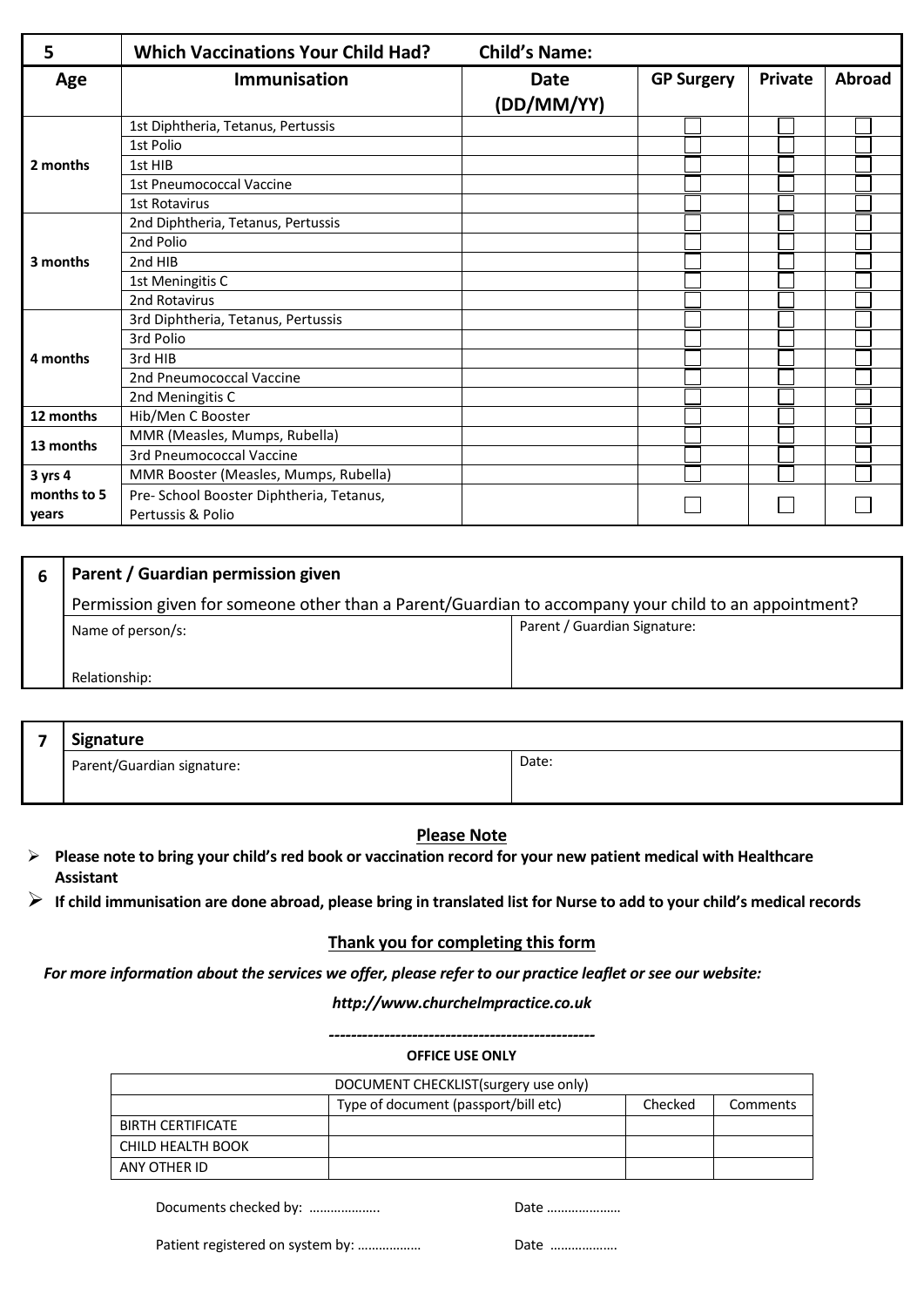| 5 | Which Vaccinations Your Child Had? | Child's Name: | | | |
|---|---|---|---|---|---|
| **Age** | **Immunisation** | **Date (DD/MM/YY)** | **GP Surgery** | **Private** | **Abroad** |
| 2 months | 1st Diphtheria, Tetanus, Pertussis | | ☐ | ☐ | ☐ |
| | 1st Polio | | ☐ | ☐ | ☐ |
| | 1st HIB | | ☐ | ☐ | ☐ |
| | 1st Pneumococcal Vaccine | | ☐ | ☐ | ☐ |
| | 1st Rotavirus | | ☐ | ☐ | ☐ |
| 3 months | 2nd Diphtheria, Tetanus, Pertussis | | ☐ | ☐ | ☐ |
| | 2nd Polio | | ☐ | ☐ | ☐ |
| | 2nd HIB | | ☐ | ☐ | ☐ |
| | 1st Meningitis C | | ☐ | ☐ | ☐ |
| | 2nd Rotavirus | | ☐ | ☐ | ☐ |
| 4 months | 3rd Diphtheria, Tetanus, Pertussis | | ☐ | ☐ | ☐ |
| | 3rd Polio | | ☐ | ☐ | ☐ |
| | 3rd HIB | | ☐ | ☐ | ☐ |
| | 2nd Pneumococcal Vaccine | | ☐ | ☐ | ☐ |
| | 2nd Meningitis C | | ☐ | ☐ | ☐ |
| 12 months | Hib/Men C Booster | | ☐ | ☐ | ☐ |
| 13 months | MMR (Measles, Mumps, Rubella) | | ☐ | ☐ | ☐ |
| | 3rd Pneumococcal Vaccine | | ☐ | ☐ | ☐ |
| 3 yrs 4 months to 5 years | MMR Booster (Measles, Mumps, Rubella) | | ☐ | ☐ | ☐ |
| | Pre- School Booster Diphtheria, Tetanus, Pertussis & Polio | | ☐ | ☐ | ☐ |

| 6 | Parent / Guardian permission given | |
|---|---|---|
| | Permission given for someone other than a Parent/Guardian to accompany your child to an appointment? | |
| | Name of person/s:<br><br>Relationship: | Parent / Guardian Signature: |

| 7 | Signature | |
|---|---|---|
| | Parent/Guardian signature: | Date: |

**Please Note**

- **Please note to bring your child's red book or vaccination record for your new patient medical with Healthcare Assistant**
- **If child immunisation are done abroad, please bring in translated list for Nurse to add to your child's medical records**

**Thank you for completing this form**

***For more information about the services we offer, please refer to our practice leaflet or see our website:***

***http://www.churchelmpractice.co.uk***

**OFFICE USE ONLY**

| DOCUMENT CHECKLIST(surgery use only) | | | |
|---|---|---|---|
| | Type of document (passport/bill etc) | Checked | Comments |
| BIRTH CERTIFICATE | | | |
| CHILD HEALTH BOOK | | | |
| ANY OTHER ID | | | |

Documents checked by: ……………….. Date …………………

Patient registered on system by: ……………… Date ……………….